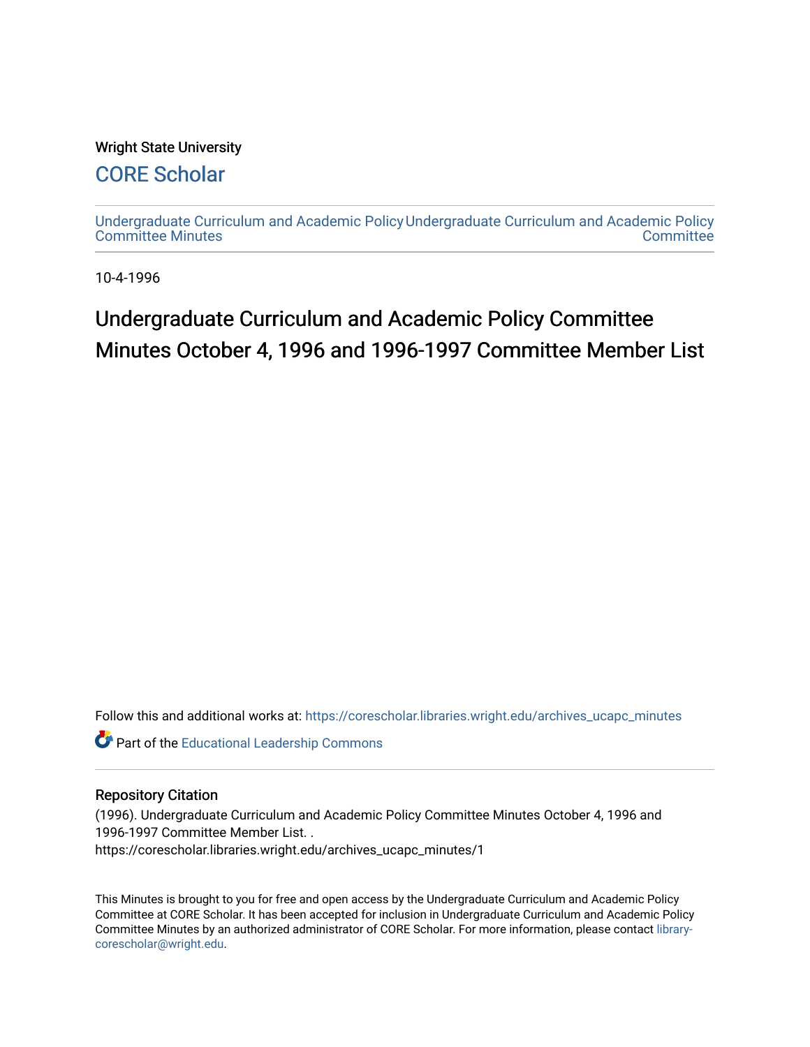Wright State University

## CORE Scholar

Undergraduate Curriculum and Academic Policy Committee Minutes

Undergraduate Curriculum and Academic Policy Committee

10-4-1996

# Undergraduate Curriculum and Academic Policy Committee Minutes October 4, 1996 and 1996-1997 Committee Member List

Follow this and additional works at: https://corescholar.libraries.wright.edu/archives_ucapc_minutes

Part of the Educational Leadership Commons

### Repository Citation

(1996). Undergraduate Curriculum and Academic Policy Committee Minutes October 4, 1996 and 1996-1997 Committee Member List. .
https://corescholar.libraries.wright.edu/archives_ucapc_minutes/1

This Minutes is brought to you for free and open access by the Undergraduate Curriculum and Academic Policy Committee at CORE Scholar. It has been accepted for inclusion in Undergraduate Curriculum and Academic Policy Committee Minutes by an authorized administrator of CORE Scholar. For more information, please contact library-corescholar@wright.edu.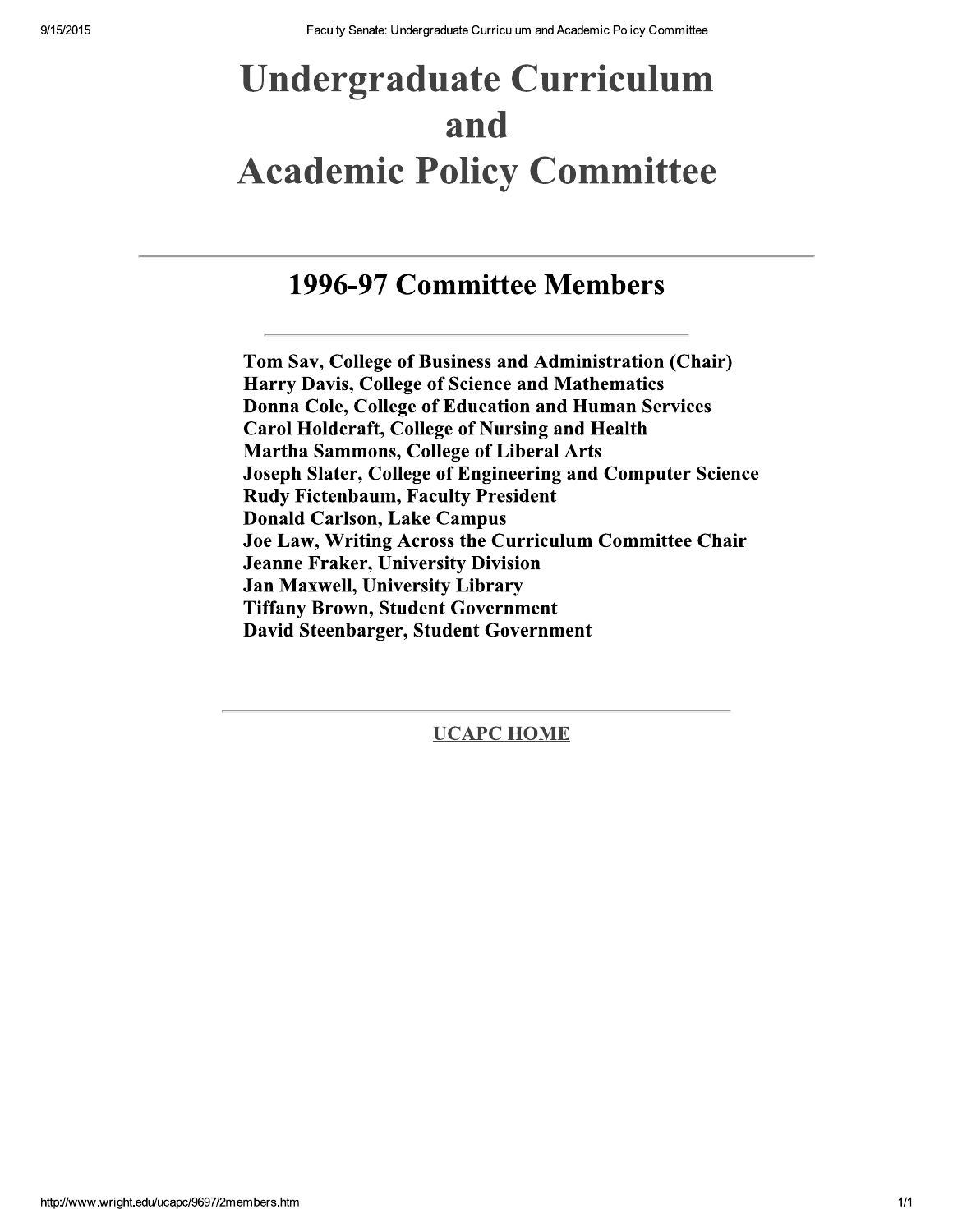# Undergraduate Curriculum and Academic Policy Committee

---

## 1996-97 Committee Members

---

**Tom Sav, College of Business and Administration (Chair)**
**Harry Davis, College of Science and Mathematics**
**Donna Cole, College of Education and Human Services**
**Carol Holdcraft, College of Nursing and Health**
**Martha Sammons, College of Liberal Arts**
**Joseph Slater, College of Engineering and Computer Science**
**Rudy Fictenbaum, Faculty President**
**Donald Carlson, Lake Campus**
**Joe Law, Writing Across the Curriculum Committee Chair**
**Jeanne Fraker, University Division**
**Jan Maxwell, University Library**
**Tiffany Brown, Student Government**
**David Steenbarger, Student Government**

---

UCAPC HOME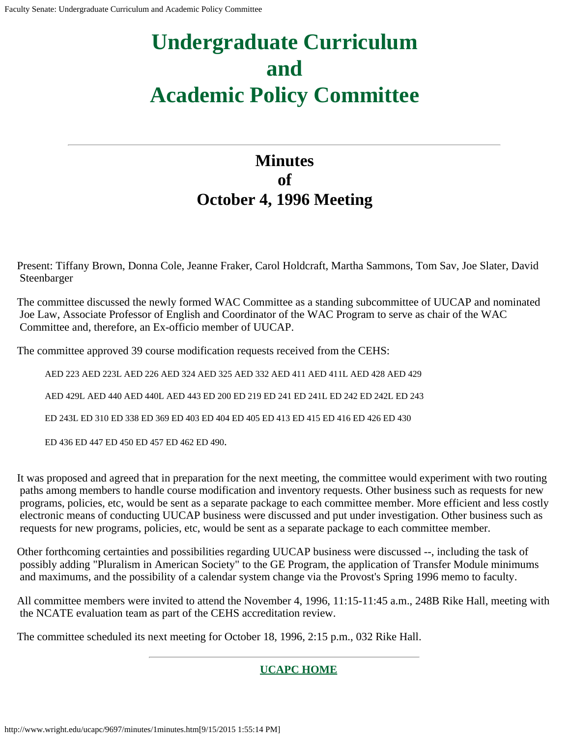# Undergraduate Curriculum and Academic Policy Committee

## Minutes of October 4, 1996 Meeting

Present: Tiffany Brown, Donna Cole, Jeanne Fraker, Carol Holdcraft, Martha Sammons, Tom Sav, Joe Slater, David Steenbarger

The committee discussed the newly formed WAC Committee as a standing subcommittee of UUCAP and nominated Joe Law, Associate Professor of English and Coordinator of the WAC Program to serve as chair of the WAC Committee and, therefore, an Ex-officio member of UUCAP.

The committee approved 39 course modification requests received from the CEHS:

AED 223 AED 223L AED 226 AED 324 AED 325 AED 332 AED 411 AED 411L AED 428 AED 429

AED 429L AED 440 AED 440L AED 443 ED 200 ED 219 ED 241 ED 241L ED 242 ED 242L ED 243

ED 243L ED 310 ED 338 ED 369 ED 403 ED 404 ED 405 ED 413 ED 415 ED 416 ED 426 ED 430

ED 436 ED 447 ED 450 ED 457 ED 462 ED 490.

It was proposed and agreed that in preparation for the next meeting, the committee would experiment with two routing paths among members to handle course modification and inventory requests. Other business such as requests for new programs, policies, etc, would be sent as a separate package to each committee member. More efficient and less costly electronic means of conducting UUCAP business were discussed and put under investigation. Other business such as requests for new programs, policies, etc, would be sent as a separate package to each committee member.

Other forthcoming certainties and possibilities regarding UUCAP business were discussed --, including the task of possibly adding "Pluralism in American Society" to the GE Program, the application of Transfer Module minimums and maximums, and the possibility of a calendar system change via the Provost's Spring 1996 memo to faculty.

All committee members were invited to attend the November 4, 1996, 11:15-11:45 a.m., 248B Rike Hall, meeting with the NCATE evaluation team as part of the CEHS accreditation review.

The committee scheduled its next meeting for October 18, 1996, 2:15 p.m., 032 Rike Hall.

---

**UCAPC HOME**